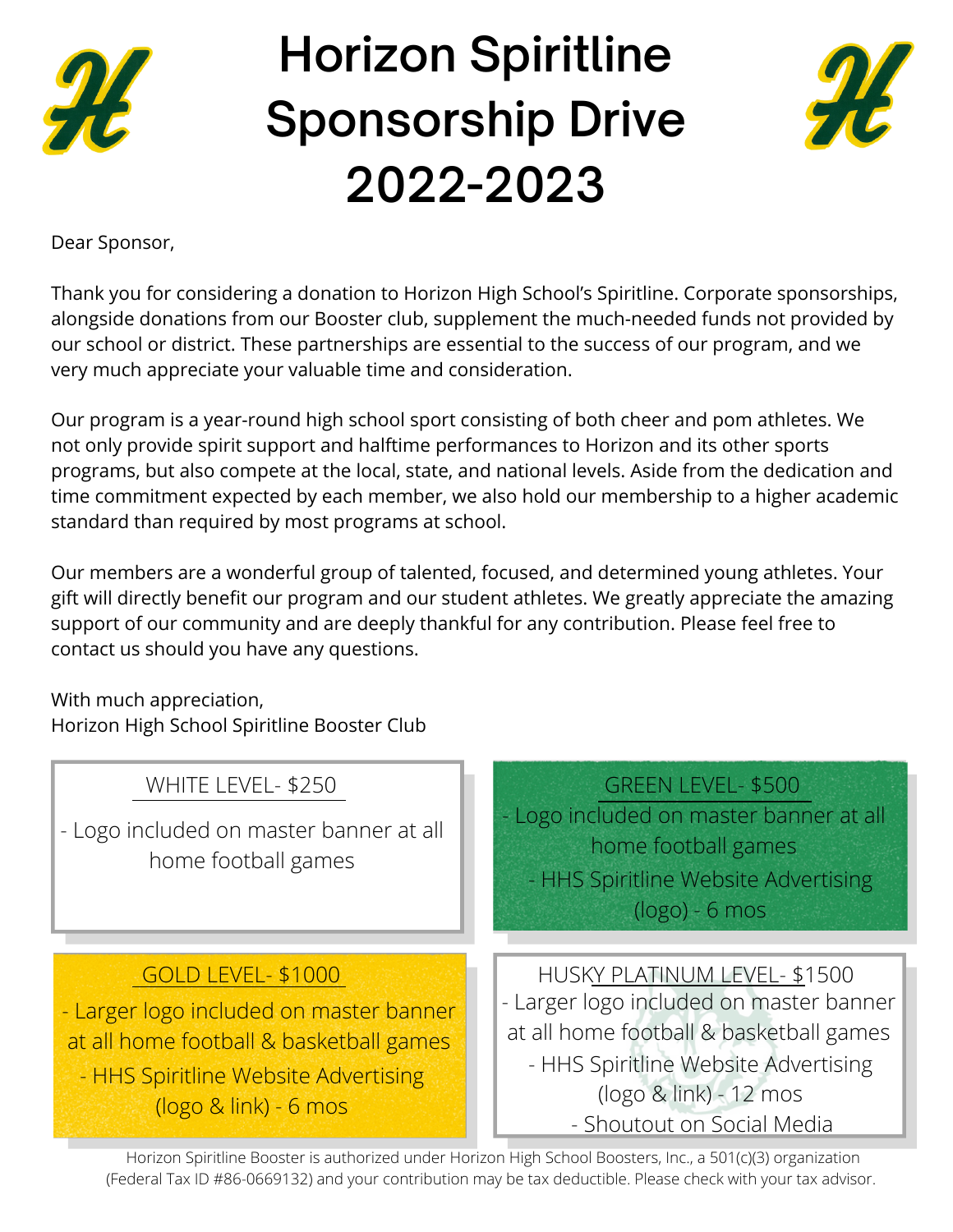# Horizon Spiritline Sponsorship Drive 2022-2023

Dear Sponsor,

Thank you for considering a donation to Horizon High School's Spiritline. Corporate sponsorships, alongside donations from our Booster club, supplement the much-needed funds not provided by our school or district. These partnerships are essential to the success of our program, and we very much appreciate your valuable time and consideration.

Our program is a year-round high school sport consisting of both cheer and pom athletes. We not only provide spirit support and halftime performances to Horizon and its other sports programs, but also compete at the local, state, and national levels. Aside from the dedication and time commitment expected by each member, we also hold our membership to a higher academic standard than required by most programs at school.

Our members are a wonderful group of talented, focused, and determined young athletes. Your gift will directly benefit our program and our student athletes. We greatly appreciate the amazing support of our community and are deeply thankful for any contribution. Please feel free to contact us should you have any questions.

With much appreciation,
Horizon High School Spiritline Booster Club

### WHITE LEVEL- $250

- Logo included on master banner at all home football games

### GREEN LEVEL- $500

- Logo included on master banner at all home football games
- HHS Spiritline Website Advertising (logo) - 6 mos

### GOLD LEVEL- $1000

- Larger logo included on master banner at all home football & basketball games
- HHS Spiritline Website Advertising (logo & link) - 6 mos

### HUSKY PLATINUM LEVEL- $1500

- Larger logo included on master banner at all home football & basketball games
- HHS Spiritline Website Advertising (logo & link) - 12 mos
- Shoutout on Social Media

Horizon Spiritline Booster is authorized under Horizon High School Boosters, Inc., a 501(c)(3) organization (Federal Tax ID #86-0669132) and your contribution may be tax deductible. Please check with your tax advisor.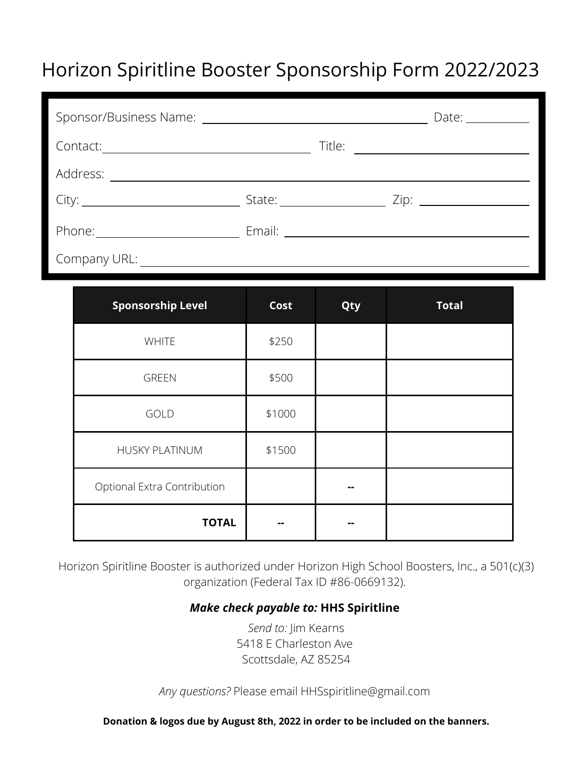# Horizon Spiritline Booster Sponsorship Form 2022/2023

Sponsor/Business Name: \_\_\_\_\_\_\_\_\_\_\_\_\_\_\_\_\_\_\_\_ Date: \_\_\_\_\_\_\_\_

Contact: \_\_\_\_\_\_\_\_\_\_\_\_\_\_\_\_\_\_\_\_ Title: \_\_\_\_\_\_\_\_\_\_\_\_\_\_\_\_\_\_\_\_

Address: \_\_\_\_\_\_\_\_\_\_\_\_\_\_\_\_\_\_\_\_\_\_\_\_\_\_\_\_\_\_\_\_\_\_\_\_\_\_\_\_

City: \_\_\_\_\_\_\_\_\_\_\_\_\_\_\_\_ State: \_\_\_\_\_\_\_\_\_\_ Zip: \_\_\_\_\_\_\_\_\_\_

Phone: \_\_\_\_\_\_\_\_\_\_\_\_\_\_\_\_ Email: \_\_\_\_\_\_\_\_\_\_\_\_\_\_\_\_\_\_\_\_

Company URL: \_\_\_\_\_\_\_\_\_\_\_\_\_\_\_\_\_\_\_\_\_\_\_\_\_\_\_\_\_\_\_\_\_\_\_\_\_\_\_\_

| Sponsorship Level | Cost | Qty | Total |
|---|---|---|---|
| WHITE | $250 | | |
| GREEN | $500 | | |
| GOLD | $1000 | | |
| HUSKY PLATINUM | $1500 | | |
| Optional Extra Contribution | | -- | |
| **TOTAL** | -- | -- | |

Horizon Spiritline Booster is authorized under Horizon High School Boosters, Inc., a 501(c)(3) organization (Federal Tax ID #86-0669132).

***Make check payable to:*** **HHS Spiritline**

*Send to:* Jim Kearns
5418 E Charleston Ave
Scottsdale, AZ 85254

*Any questions?* Please email HHSspiritline@gmail.com

**Donation & logos due by August 8th, 2022 in order to be included on the banners.**